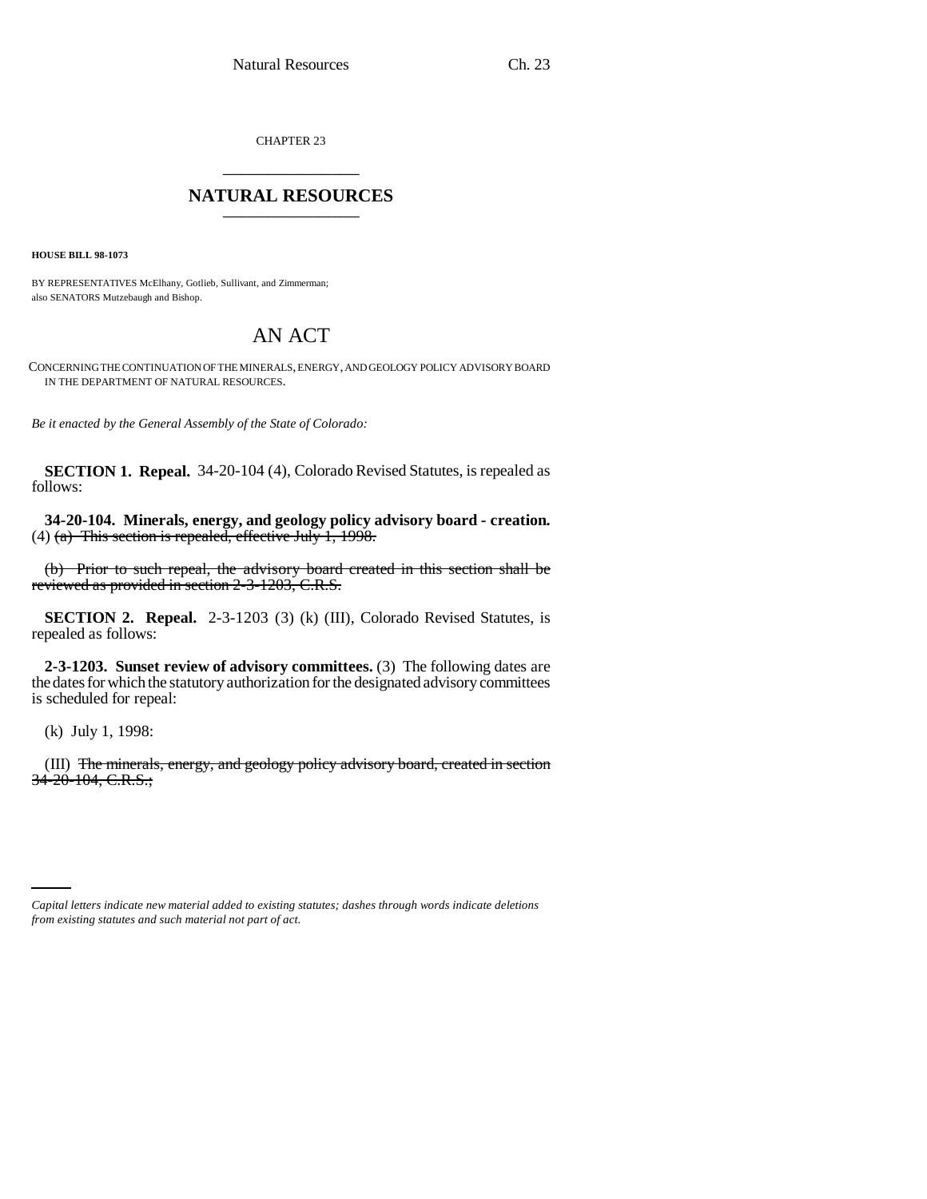CHAPTER 23

# NATURAL RESOURCES

**HOUSE BILL 98-1073**

BY REPRESENTATIVES McElhany, Gotlieb, Sullivant, and Zimmerman;
also SENATORS Mutzebaugh and Bishop.

## AN ACT

CONCERNING THE CONTINUATION OF THE MINERALS, ENERGY, AND GEOLOGY POLICY ADVISORY BOARD IN THE DEPARTMENT OF NATURAL RESOURCES.

*Be it enacted by the General Assembly of the State of Colorado:*

**SECTION 1. Repeal.** 34-20-104 (4), Colorado Revised Statutes, is repealed as follows:

**34-20-104. Minerals, energy, and geology policy advisory board - creation.** (4) ~~(a) This section is repealed, effective July 1, 1998.~~

~~(b) Prior to such repeal, the advisory board created in this section shall be reviewed as provided in section 2-3-1203, C.R.S.~~

**SECTION 2. Repeal.** 2-3-1203 (3) (k) (III), Colorado Revised Statutes, is repealed as follows:

**2-3-1203. Sunset review of advisory committees.** (3) The following dates are the dates for which the statutory authorization for the designated advisory committees is scheduled for repeal:

(k) July 1, 1998:

(III) ~~The minerals, energy, and geology policy advisory board, created in section 34-20-104, C.R.S.;~~

*Capital letters indicate new material added to existing statutes; dashes through words indicate deletions from existing statutes and such material not part of act.*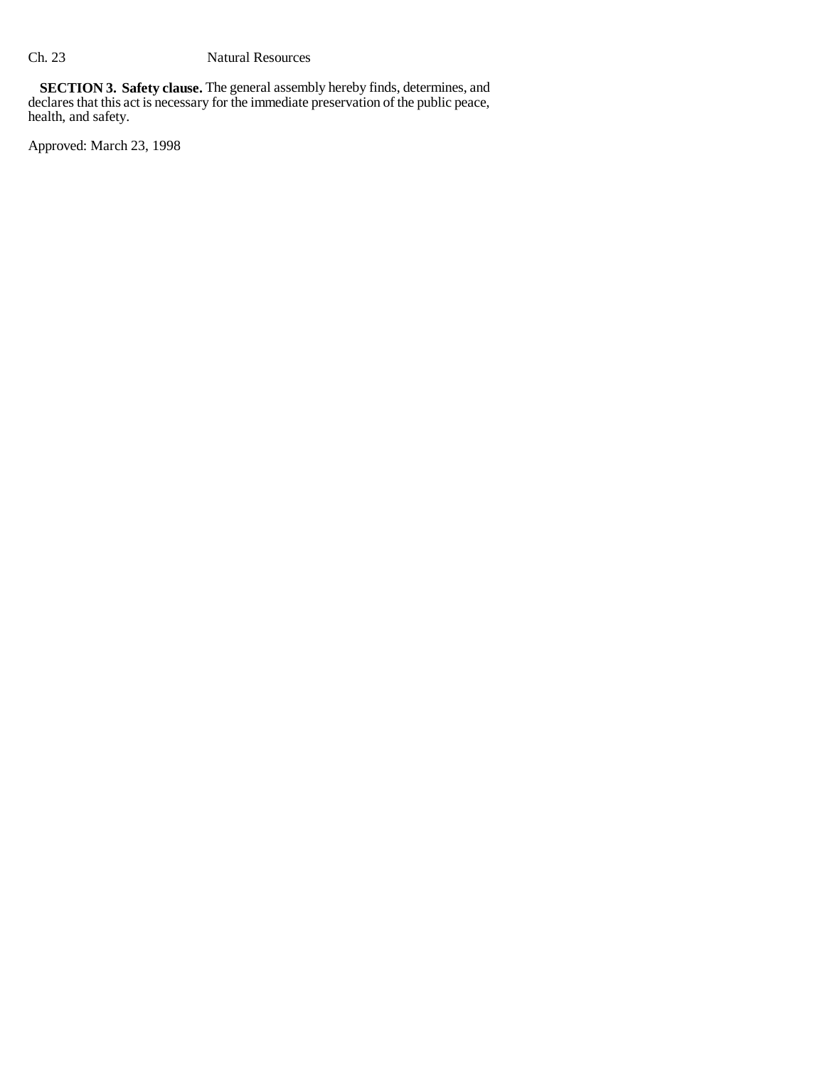**SECTION 3. Safety clause.** The general assembly hereby finds, determines, and declares that this act is necessary for the immediate preservation of the public peace, health, and safety.

Approved: March 23, 1998